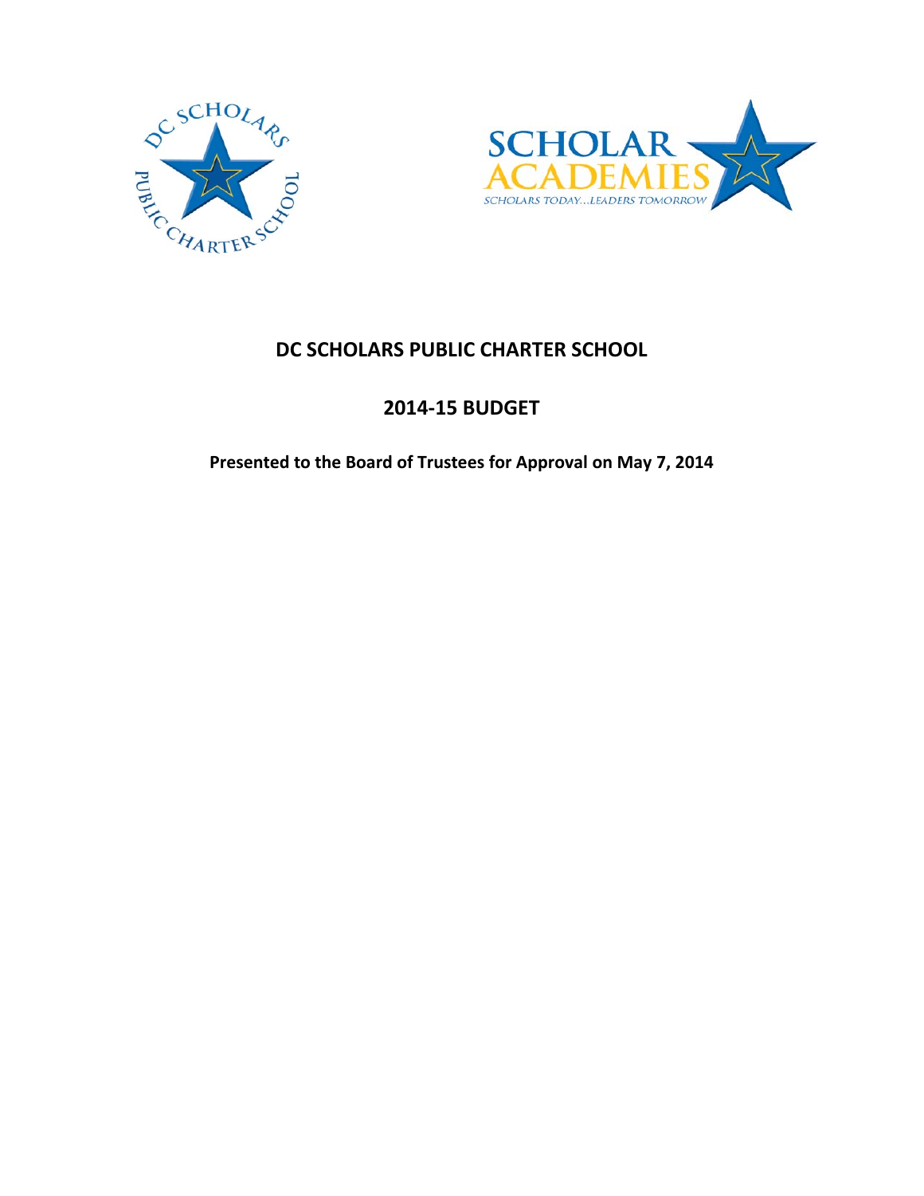# DC SCHOLARS PUBLIC CHARTER SCHOOL

## 2014-15 BUDGET

**Presented to the Board of Trustees for Approval on May 7, 2014**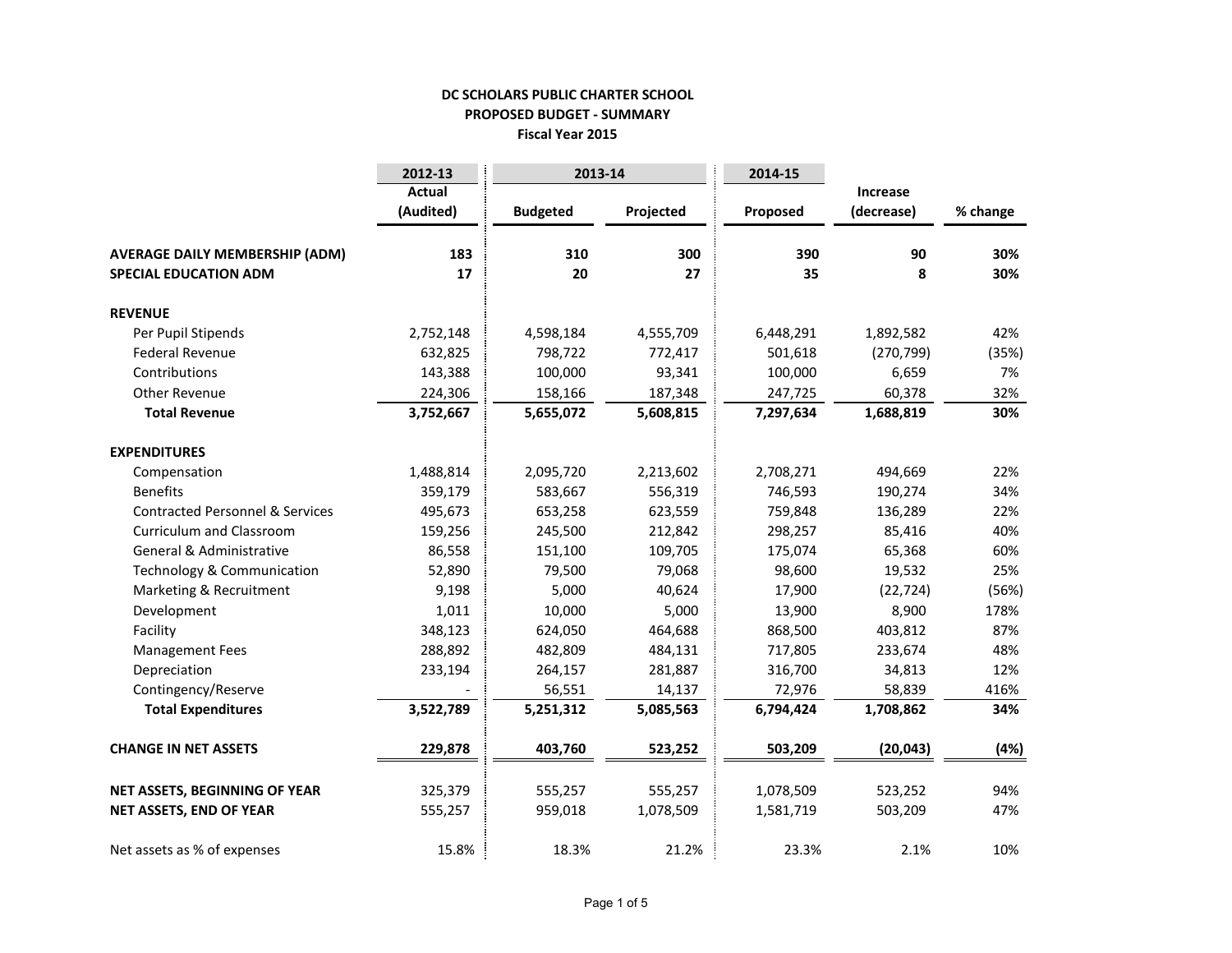# DC SCHOLARS PUBLIC CHARTER SCHOOL
## PROPOSED BUDGET - SUMMARY
### Fiscal Year 2015

| | 2012-13 | 2013-14 | | 2014-15 | | |
|---|---|---|---|---|---|---|
| | Actual (Audited) | Budgeted | Projected | Proposed | Increase (decrease) | % change |
| **AVERAGE DAILY MEMBERSHIP (ADM)** | **183** | **310** | **300** | **390** | **90** | **30%** |
| **SPECIAL EDUCATION ADM** | **17** | **20** | **27** | **35** | **8** | **30%** |
| **REVENUE** | | | | | | |
| Per Pupil Stipends | 2,752,148 | 4,598,184 | 4,555,709 | 6,448,291 | 1,892,582 | 42% |
| Federal Revenue | 632,825 | 798,722 | 772,417 | 501,618 | (270,799) | (35%) |
| Contributions | 143,388 | 100,000 | 93,341 | 100,000 | 6,659 | 7% |
| Other Revenue | 224,306 | 158,166 | 187,348 | 247,725 | 60,378 | 32% |
| **Total Revenue** | **3,752,667** | **5,655,072** | **5,608,815** | **7,297,634** | **1,688,819** | **30%** |
| **EXPENDITURES** | | | | | | |
| Compensation | 1,488,814 | 2,095,720 | 2,213,602 | 2,708,271 | 494,669 | 22% |
| Benefits | 359,179 | 583,667 | 556,319 | 746,593 | 190,274 | 34% |
| Contracted Personnel & Services | 495,673 | 653,258 | 623,559 | 759,848 | 136,289 | 22% |
| Curriculum and Classroom | 159,256 | 245,500 | 212,842 | 298,257 | 85,416 | 40% |
| General & Administrative | 86,558 | 151,100 | 109,705 | 175,074 | 65,368 | 60% |
| Technology & Communication | 52,890 | 79,500 | 79,068 | 98,600 | 19,532 | 25% |
| Marketing & Recruitment | 9,198 | 5,000 | 40,624 | 17,900 | (22,724) | (56%) |
| Development | 1,011 | 10,000 | 5,000 | 13,900 | 8,900 | 178% |
| Facility | 348,123 | 624,050 | 464,688 | 868,500 | 403,812 | 87% |
| Management Fees | 288,892 | 482,809 | 484,131 | 717,805 | 233,674 | 48% |
| Depreciation | 233,194 | 264,157 | 281,887 | 316,700 | 34,813 | 12% |
| Contingency/Reserve | - | 56,551 | 14,137 | 72,976 | 58,839 | 416% |
| **Total Expenditures** | **3,522,789** | **5,251,312** | **5,085,563** | **6,794,424** | **1,708,862** | **34%** |
| **CHANGE IN NET ASSETS** | **229,878** | **403,760** | **523,252** | **503,209** | **(20,043)** | **(4%)** |
| **NET ASSETS, BEGINNING OF YEAR** | 325,379 | 555,257 | 555,257 | 1,078,509 | 523,252 | 94% |
| **NET ASSETS, END OF YEAR** | 555,257 | 959,018 | 1,078,509 | 1,581,719 | 503,209 | 47% |
| Net assets as % of expenses | 15.8% | 18.3% | 21.2% | 23.3% | 2.1% | 10% |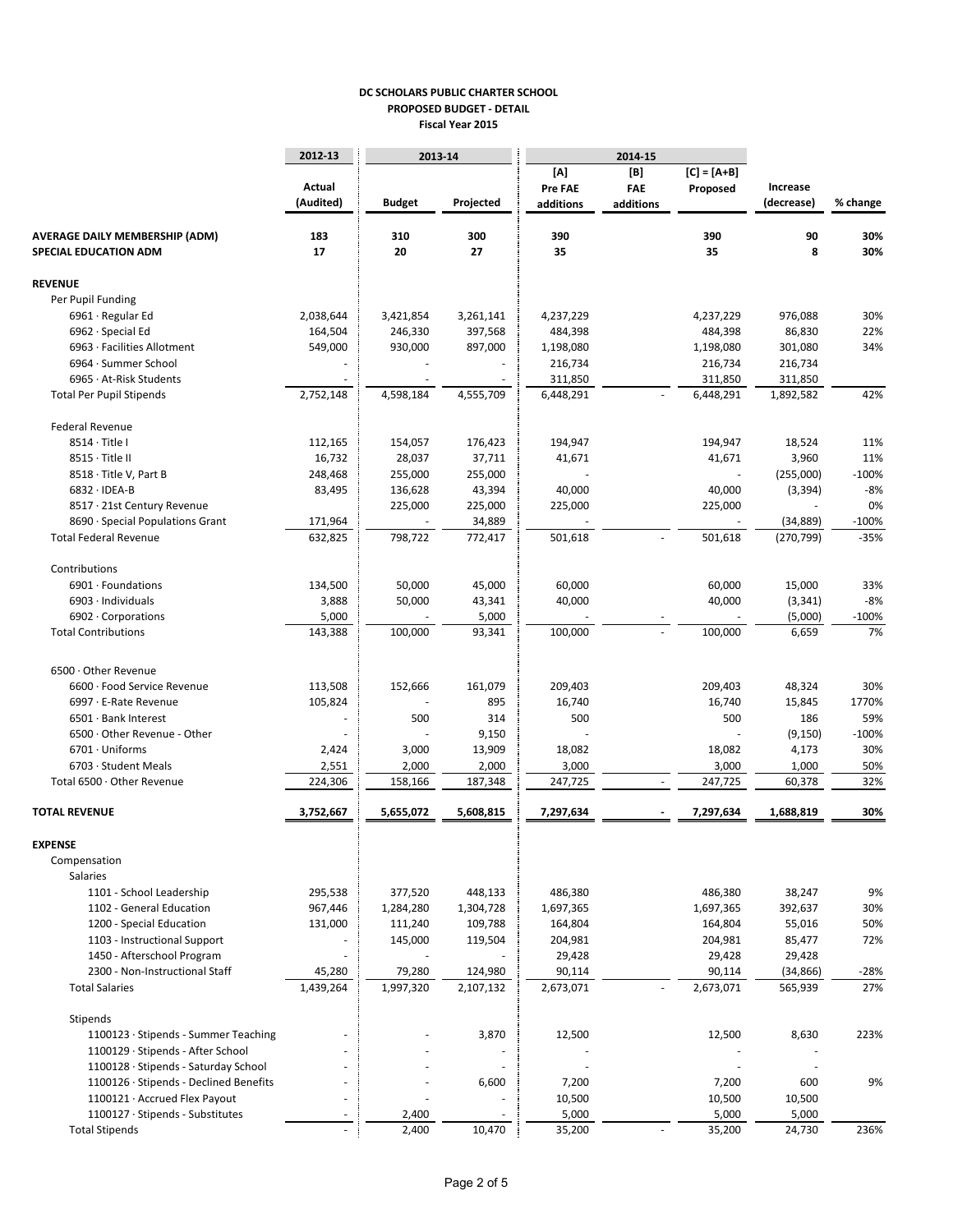**DC SCHOLARS PUBLIC CHARTER SCHOOL**
**PROPOSED BUDGET - DETAIL**
**Fiscal Year 2015**

| | 2012-13 | 2013-14 | | 2014-15 | | | | |
|---|---|---|---|---|---|---|---|---|
| | Actual (Audited) | Budget | Projected | [A] Pre FAE additions | [B] FAE additions | [C] = [A+B] Proposed | Increase (decrease) | % change |
| **AVERAGE DAILY MEMBERSHIP (ADM)** | **183** | **310** | **300** | **390** | | **390** | **90** | **30%** |
| **SPECIAL EDUCATION ADM** | **17** | **20** | **27** | **35** | | **35** | **8** | **30%** |
| **REVENUE** | | | | | | | | |
| Per Pupil Funding | | | | | | | | |
| 6961 · Regular Ed | 2,038,644 | 3,421,854 | 3,261,141 | 4,237,229 | | 4,237,229 | 976,088 | 30% |
| 6962 · Special Ed | 164,504 | 246,330 | 397,568 | 484,398 | | 484,398 | 86,830 | 22% |
| 6963 · Facilities Allotment | 549,000 | 930,000 | 897,000 | 1,198,080 | | 1,198,080 | 301,080 | 34% |
| 6964 · Summer School | - | - | - | 216,734 | | 216,734 | 216,734 | |
| 6965 · At-Risk Students | - | - | - | 311,850 | | 311,850 | 311,850 | |
| Total Per Pupil Stipends | 2,752,148 | 4,598,184 | 4,555,709 | 6,448,291 | - | 6,448,291 | 1,892,582 | 42% |
| Federal Revenue | | | | | | | | |
| 8514 · Title I | 112,165 | 154,057 | 176,423 | 194,947 | | 194,947 | 18,524 | 11% |
| 8515 · Title II | 16,732 | 28,037 | 37,711 | 41,671 | | 41,671 | 3,960 | 11% |
| 8518 · Title V, Part B | 248,468 | 255,000 | 255,000 | - | | - | (255,000) | -100% |
| 6832 · IDEA-B | 83,495 | 136,628 | 43,394 | 40,000 | | 40,000 | (3,394) | -8% |
| 8517 · 21st Century Revenue | | 225,000 | 225,000 | 225,000 | | 225,000 | - | 0% |
| 8690 · Special Populations Grant | 171,964 | - | 34,889 | - | | - | (34,889) | -100% |
| Total Federal Revenue | 632,825 | 798,722 | 772,417 | 501,618 | - | 501,618 | (270,799) | -35% |
| Contributions | | | | | | | | |
| 6901 · Foundations | 134,500 | 50,000 | 45,000 | 60,000 | | 60,000 | 15,000 | 33% |
| 6903 · Individuals | 3,888 | 50,000 | 43,341 | 40,000 | | 40,000 | (3,341) | -8% |
| 6902 · Corporations | 5,000 | - | 5,000 | - | - | - | (5,000) | -100% |
| Total Contributions | 143,388 | 100,000 | 93,341 | 100,000 | - | 100,000 | 6,659 | 7% |
| 6500 · Other Revenue | | | | | | | | |
| 6600 · Food Service Revenue | 113,508 | 152,666 | 161,079 | 209,403 | | 209,403 | 48,324 | 30% |
| 6997 · E-Rate Revenue | 105,824 | - | 895 | 16,740 | | 16,740 | 15,845 | 1770% |
| 6501 · Bank Interest | - | 500 | 314 | 500 | | 500 | 186 | 59% |
| 6500 · Other Revenue - Other | - | - | 9,150 | - | | - | (9,150) | -100% |
| 6701 · Uniforms | 2,424 | 3,000 | 13,909 | 18,082 | | 18,082 | 4,173 | 30% |
| 6703 · Student Meals | 2,551 | 2,000 | 2,000 | 3,000 | | 3,000 | 1,000 | 50% |
| Total 6500 · Other Revenue | 224,306 | 158,166 | 187,348 | 247,725 | - | 247,725 | 60,378 | 32% |
| **TOTAL REVENUE** | **3,752,667** | **5,655,072** | **5,608,815** | **7,297,634** | **-** | **7,297,634** | **1,688,819** | **30%** |
| **EXPENSE** | | | | | | | | |
| Compensation | | | | | | | | |
| Salaries | | | | | | | | |
| 1101 - School Leadership | 295,538 | 377,520 | 448,133 | 486,380 | | 486,380 | 38,247 | 9% |
| 1102 - General Education | 967,446 | 1,284,280 | 1,304,728 | 1,697,365 | | 1,697,365 | 392,637 | 30% |
| 1200 - Special Education | 131,000 | 111,240 | 109,788 | 164,804 | | 164,804 | 55,016 | 50% |
| 1103 - Instructional Support | - | 145,000 | 119,504 | 204,981 | | 204,981 | 85,477 | 72% |
| 1450 - Afterschool Program | - | - | - | 29,428 | | 29,428 | 29,428 | |
| 2300 - Non-Instructional Staff | 45,280 | 79,280 | 124,980 | 90,114 | | 90,114 | (34,866) | -28% |
| Total Salaries | 1,439,264 | 1,997,320 | 2,107,132 | 2,673,071 | - | 2,673,071 | 565,939 | 27% |
| Stipends | | | | | | | | |
| 1100123 · Stipends - Summer Teaching | - | - | 3,870 | 12,500 | | 12,500 | 8,630 | 223% |
| 1100129 · Stipends - After School | - | - | - | - | | - | - | |
| 1100128 · Stipends - Saturday School | - | - | - | - | | - | - | |
| 1100126 · Stipends - Declined Benefits | - | - | 6,600 | 7,200 | | 7,200 | 600 | 9% |
| 1100121 · Accrued Flex Payout | - | - | - | 10,500 | | 10,500 | 10,500 | |
| 1100127 · Stipends - Substitutes | - | 2,400 | - | 5,000 | | 5,000 | 5,000 | |
| Total Stipends | - | 2,400 | 10,470 | 35,200 | - | 35,200 | 24,730 | 236% |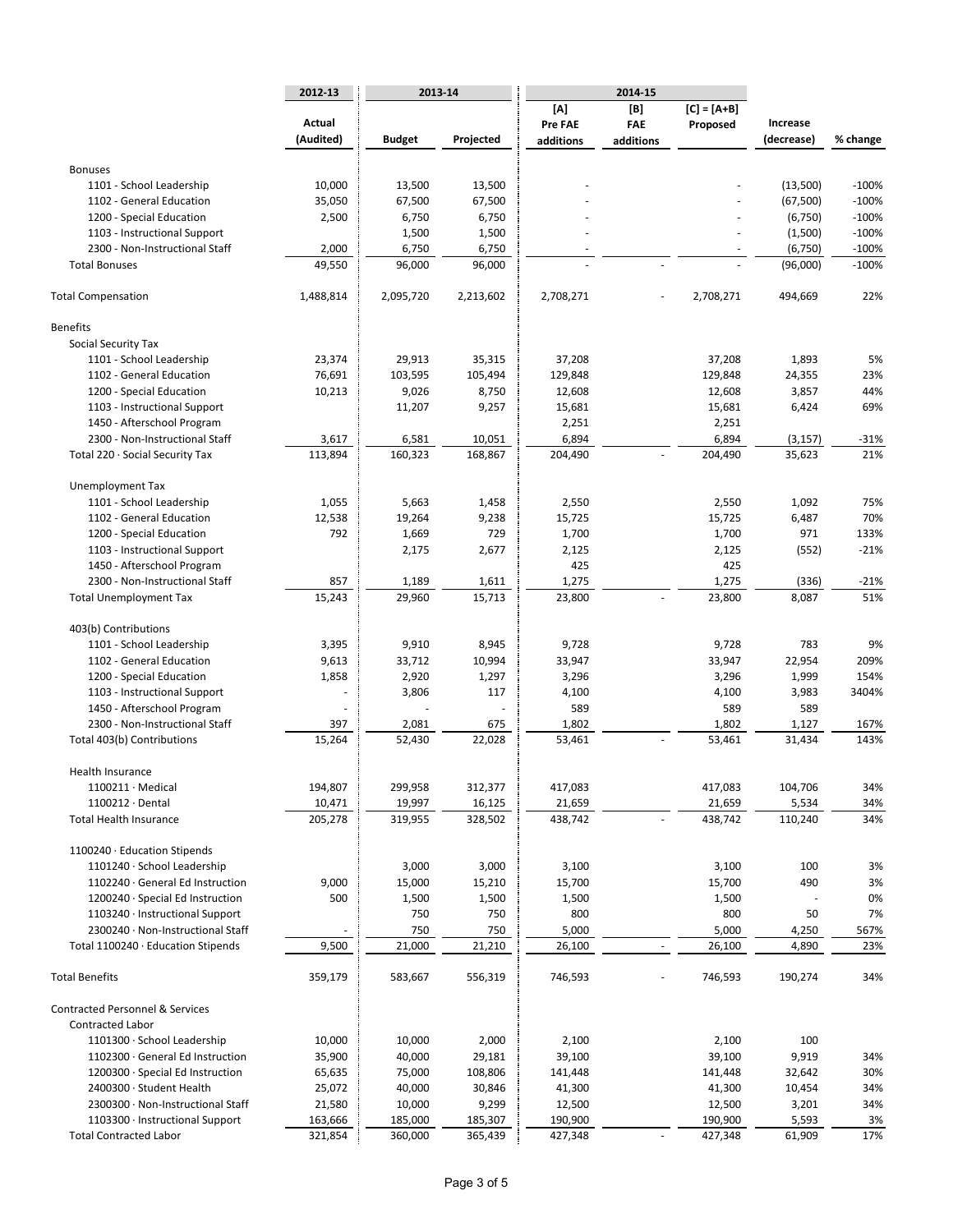| | 2012-13 | 2013-14 | | 2014-15 | | | | |
|---|---|---|---|---|---|---|---|---|
| | Actual (Audited) | Budget | Projected | [A] Pre FAE additions | [B] FAE additions | [C] = [A+B] Proposed | Increase (decrease) | % change |
| Bonuses | | | | | | | | |
| 1101 - School Leadership | 10,000 | 13,500 | 13,500 | - | | - | (13,500) | -100% |
| 1102 - General Education | 35,050 | 67,500 | 67,500 | - | | - | (67,500) | -100% |
| 1200 - Special Education | 2,500 | 6,750 | 6,750 | - | | - | (6,750) | -100% |
| 1103 - Instructional Support | | 1,500 | 1,500 | - | | - | (1,500) | -100% |
| 2300 - Non-Instructional Staff | 2,000 | 6,750 | 6,750 | - | | - | (6,750) | -100% |
| Total Bonuses | 49,550 | 96,000 | 96,000 | - | - | - | (96,000) | -100% |
| Total Compensation | 1,488,814 | 2,095,720 | 2,213,602 | 2,708,271 | - | 2,708,271 | 494,669 | 22% |
| Benefits | | | | | | | | |
| Social Security Tax | | | | | | | | |
| 1101 - School Leadership | 23,374 | 29,913 | 35,315 | 37,208 | | 37,208 | 1,893 | 5% |
| 1102 - General Education | 76,691 | 103,595 | 105,494 | 129,848 | | 129,848 | 24,355 | 23% |
| 1200 - Special Education | 10,213 | 9,026 | 8,750 | 12,608 | | 12,608 | 3,857 | 44% |
| 1103 - Instructional Support | | 11,207 | 9,257 | 15,681 | | 15,681 | 6,424 | 69% |
| 1450 - Afterschool Program | | | | 2,251 | | 2,251 | | |
| 2300 - Non-Instructional Staff | 3,617 | 6,581 | 10,051 | 6,894 | | 6,894 | (3,157) | -31% |
| Total 220 · Social Security Tax | 113,894 | 160,323 | 168,867 | 204,490 | - | 204,490 | 35,623 | 21% |
| Unemployment Tax | | | | | | | | |
| 1101 - School Leadership | 1,055 | 5,663 | 1,458 | 2,550 | | 2,550 | 1,092 | 75% |
| 1102 - General Education | 12,538 | 19,264 | 9,238 | 15,725 | | 15,725 | 6,487 | 70% |
| 1200 - Special Education | 792 | 1,669 | 729 | 1,700 | | 1,700 | 971 | 133% |
| 1103 - Instructional Support | | 2,175 | 2,677 | 2,125 | | 2,125 | (552) | -21% |
| 1450 - Afterschool Program | | | | 425 | | 425 | | |
| 2300 - Non-Instructional Staff | 857 | 1,189 | 1,611 | 1,275 | | 1,275 | (336) | -21% |
| Total Unemployment Tax | 15,243 | 29,960 | 15,713 | 23,800 | - | 23,800 | 8,087 | 51% |
| 403(b) Contributions | | | | | | | | |
| 1101 - School Leadership | 3,395 | 9,910 | 8,945 | 9,728 | | 9,728 | 783 | 9% |
| 1102 - General Education | 9,613 | 33,712 | 10,994 | 33,947 | | 33,947 | 22,954 | 209% |
| 1200 - Special Education | 1,858 | 2,920 | 1,297 | 3,296 | | 3,296 | 1,999 | 154% |
| 1103 - Instructional Support | - | 3,806 | 117 | 4,100 | | 4,100 | 3,983 | 3404% |
| 1450 - Afterschool Program | - | - | - | 589 | | 589 | 589 | |
| 2300 - Non-Instructional Staff | 397 | 2,081 | 675 | 1,802 | | 1,802 | 1,127 | 167% |
| Total 403(b) Contributions | 15,264 | 52,430 | 22,028 | 53,461 | - | 53,461 | 31,434 | 143% |
| Health Insurance | | | | | | | | |
| 1100211 · Medical | 194,807 | 299,958 | 312,377 | 417,083 | | 417,083 | 104,706 | 34% |
| 1100212 · Dental | 10,471 | 19,997 | 16,125 | 21,659 | | 21,659 | 5,534 | 34% |
| Total Health Insurance | 205,278 | 319,955 | 328,502 | 438,742 | - | 438,742 | 110,240 | 34% |
| 1100240 · Education Stipends | | | | | | | | |
| 1101240 · School Leadership | | 3,000 | 3,000 | 3,100 | | 3,100 | 100 | 3% |
| 1102240 · General Ed Instruction | 9,000 | 15,000 | 15,210 | 15,700 | | 15,700 | 490 | 3% |
| 1200240 · Special Ed Instruction | 500 | 1,500 | 1,500 | 1,500 | | 1,500 | - | 0% |
| 1103240 · Instructional Support | | 750 | 750 | 800 | | 800 | 50 | 7% |
| 2300240 · Non-Instructional Staff | - | 750 | 750 | 5,000 | | 5,000 | 4,250 | 567% |
| Total 1100240 · Education Stipends | 9,500 | 21,000 | 21,210 | 26,100 | - | 26,100 | 4,890 | 23% |
| Total Benefits | 359,179 | 583,667 | 556,319 | 746,593 | - | 746,593 | 190,274 | 34% |
| Contracted Personnel & Services | | | | | | | | |
| Contracted Labor | | | | | | | | |
| 1101300 · School Leadership | 10,000 | 10,000 | 2,000 | 2,100 | | 2,100 | 100 | |
| 1102300 · General Ed Instruction | 35,900 | 40,000 | 29,181 | 39,100 | | 39,100 | 9,919 | 34% |
| 1200300 · Special Ed Instruction | 65,635 | 75,000 | 108,806 | 141,448 | | 141,448 | 32,642 | 30% |
| 2400300 · Student Health | 25,072 | 40,000 | 30,846 | 41,300 | | 41,300 | 10,454 | 34% |
| 2300300 · Non-Instructional Staff | 21,580 | 10,000 | 9,299 | 12,500 | | 12,500 | 3,201 | 34% |
| 1103300 · Instructional Support | 163,666 | 185,000 | 185,307 | 190,900 | | 190,900 | 5,593 | 3% |
| Total Contracted Labor | 321,854 | 360,000 | 365,439 | 427,348 | - | 427,348 | 61,909 | 17% |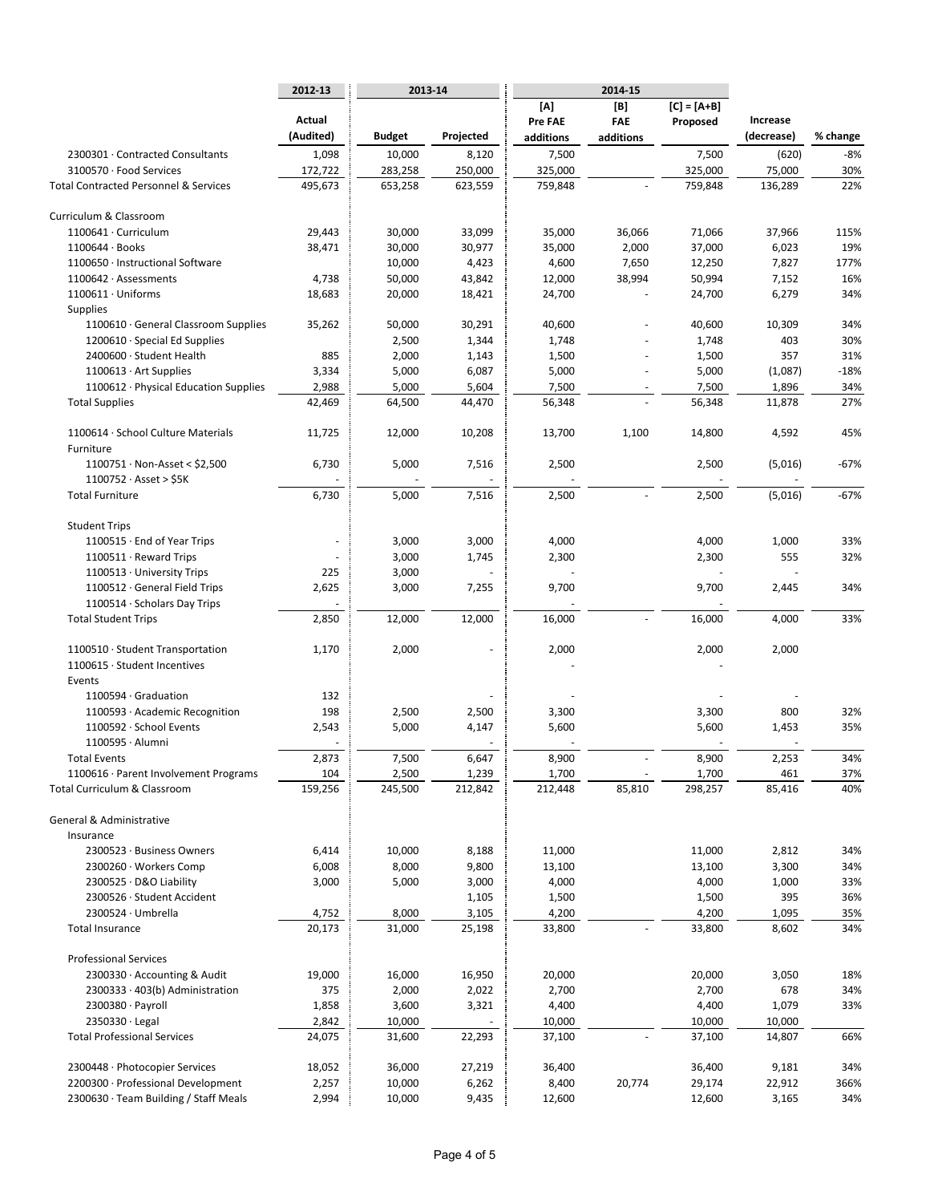| | 2012-13 | 2013-14 | | 2014-15 | | | | |
|---|---|---|---|---|---|---|---|---|
| | Actual (Audited) | Budget | Projected | [A] Pre FAE additions | [B] FAE additions | [C] = [A+B] Proposed | Increase (decrease) | % change |
| 2300301 · Contracted Consultants | 1,098 | 10,000 | 8,120 | 7,500 | | 7,500 | (620) | -8% |
| 3100570 · Food Services | 172,722 | 283,258 | 250,000 | 325,000 | | 325,000 | 75,000 | 30% |
| Total Contracted Personnel & Services | 495,673 | 653,258 | 623,559 | 759,848 | - | 759,848 | 136,289 | 22% |
| | | | | | | | | |
| Curriculum & Classroom | | | | | | | | |
| 1100641 · Curriculum | 29,443 | 30,000 | 33,099 | 35,000 | 36,066 | 71,066 | 37,966 | 115% |
| 1100644 · Books | 38,471 | 30,000 | 30,977 | 35,000 | 2,000 | 37,000 | 6,023 | 19% |
| 1100650 · Instructional Software | | 10,000 | 4,423 | 4,600 | 7,650 | 12,250 | 7,827 | 177% |
| 1100642 · Assessments | 4,738 | 50,000 | 43,842 | 12,000 | 38,994 | 50,994 | 7,152 | 16% |
| 1100611 · Uniforms | 18,683 | 20,000 | 18,421 | 24,700 | - | 24,700 | 6,279 | 34% |
| Supplies | | | | | | | | |
| 1100610 · General Classroom Supplies | 35,262 | 50,000 | 30,291 | 40,600 | - | 40,600 | 10,309 | 34% |
| 1200610 · Special Ed Supplies | | 2,500 | 1,344 | 1,748 | - | 1,748 | 403 | 30% |
| 2400600 · Student Health | 885 | 2,000 | 1,143 | 1,500 | - | 1,500 | 357 | 31% |
| 1100613 · Art Supplies | 3,334 | 5,000 | 6,087 | 5,000 | - | 5,000 | (1,087) | -18% |
| 1100612 · Physical Education Supplies | 2,988 | 5,000 | 5,604 | 7,500 | - | 7,500 | 1,896 | 34% |
| Total Supplies | 42,469 | 64,500 | 44,470 | 56,348 | - | 56,348 | 11,878 | 27% |
| | | | | | | | | |
| 1100614 · School Culture Materials | 11,725 | 12,000 | 10,208 | 13,700 | 1,100 | 14,800 | 4,592 | 45% |
| Furniture | | | | | | | | |
| 1100751 · Non-Asset < $2,500 | 6,730 | 5,000 | 7,516 | 2,500 | | 2,500 | (5,016) | -67% |
| 1100752 · Asset > $5K | - | - | - | - | | - | - | |
| Total Furniture | 6,730 | 5,000 | 7,516 | 2,500 | - | 2,500 | (5,016) | -67% |
| | | | | | | | | |
| Student Trips | | | | | | | | |
| 1100515 · End of Year Trips | - | 3,000 | 3,000 | 4,000 | | 4,000 | 1,000 | 33% |
| 1100511 · Reward Trips | - | 3,000 | 1,745 | 2,300 | | 2,300 | 555 | 32% |
| 1100513 · University Trips | 225 | 3,000 | - | - | | - | - | |
| 1100512 · General Field Trips | 2,625 | 3,000 | 7,255 | 9,700 | | 9,700 | 2,445 | 34% |
| 1100514 · Scholars Day Trips | - | | | - | | - | | |
| Total Student Trips | 2,850 | 12,000 | 12,000 | 16,000 | - | 16,000 | 4,000 | 33% |
| | | | | | | | | |
| 1100510 · Student Transportation | 1,170 | 2,000 | - | 2,000 | | 2,000 | 2,000 | |
| 1100615 · Student Incentives | | | | - | | - | | |
| Events | | | | | | | | |
| 1100594 · Graduation | 132 | | - | - | | - | - | |
| 1100593 · Academic Recognition | 198 | 2,500 | 2,500 | 3,300 | | 3,300 | 800 | 32% |
| 1100592 · School Events | 2,543 | 5,000 | 4,147 | 5,600 | | 5,600 | 1,453 | 35% |
| 1100595 · Alumni | - | | - | - | | - | - | |
| Total Events | 2,873 | 7,500 | 6,647 | 8,900 | - | 8,900 | 2,253 | 34% |
| 1100616 · Parent Involvement Programs | 104 | 2,500 | 1,239 | 1,700 | - | 1,700 | 461 | 37% |
| Total Curriculum & Classroom | 159,256 | 245,500 | 212,842 | 212,448 | 85,810 | 298,257 | 85,416 | 40% |
| | | | | | | | | |
| General & Administrative | | | | | | | | |
| Insurance | | | | | | | | |
| 2300523 · Business Owners | 6,414 | 10,000 | 8,188 | 11,000 | | 11,000 | 2,812 | 34% |
| 2300260 · Workers Comp | 6,008 | 8,000 | 9,800 | 13,100 | | 13,100 | 3,300 | 34% |
| 2300525 · D&O Liability | 3,000 | 5,000 | 3,000 | 4,000 | | 4,000 | 1,000 | 33% |
| 2300526 · Student Accident | | | 1,105 | 1,500 | | 1,500 | 395 | 36% |
| 2300524 · Umbrella | 4,752 | 8,000 | 3,105 | 4,200 | | 4,200 | 1,095 | 35% |
| Total Insurance | 20,173 | 31,000 | 25,198 | 33,800 | - | 33,800 | 8,602 | 34% |
| | | | | | | | | |
| Professional Services | | | | | | | | |
| 2300330 · Accounting & Audit | 19,000 | 16,000 | 16,950 | 20,000 | | 20,000 | 3,050 | 18% |
| 2300333 · 403(b) Administration | 375 | 2,000 | 2,022 | 2,700 | | 2,700 | 678 | 34% |
| 2300380 · Payroll | 1,858 | 3,600 | 3,321 | 4,400 | | 4,400 | 1,079 | 33% |
| 2350330 · Legal | 2,842 | 10,000 | - | 10,000 | | 10,000 | 10,000 | |
| Total Professional Services | 24,075 | 31,600 | 22,293 | 37,100 | - | 37,100 | 14,807 | 66% |
| | | | | | | | | |
| 2300448 · Photocopier Services | 18,052 | 36,000 | 27,219 | 36,400 | | 36,400 | 9,181 | 34% |
| 2200300 · Professional Development | 2,257 | 10,000 | 6,262 | 8,400 | 20,774 | 29,174 | 22,912 | 366% |
| 2300630 · Team Building / Staff Meals | 2,994 | 10,000 | 9,435 | 12,600 | | 12,600 | 3,165 | 34% |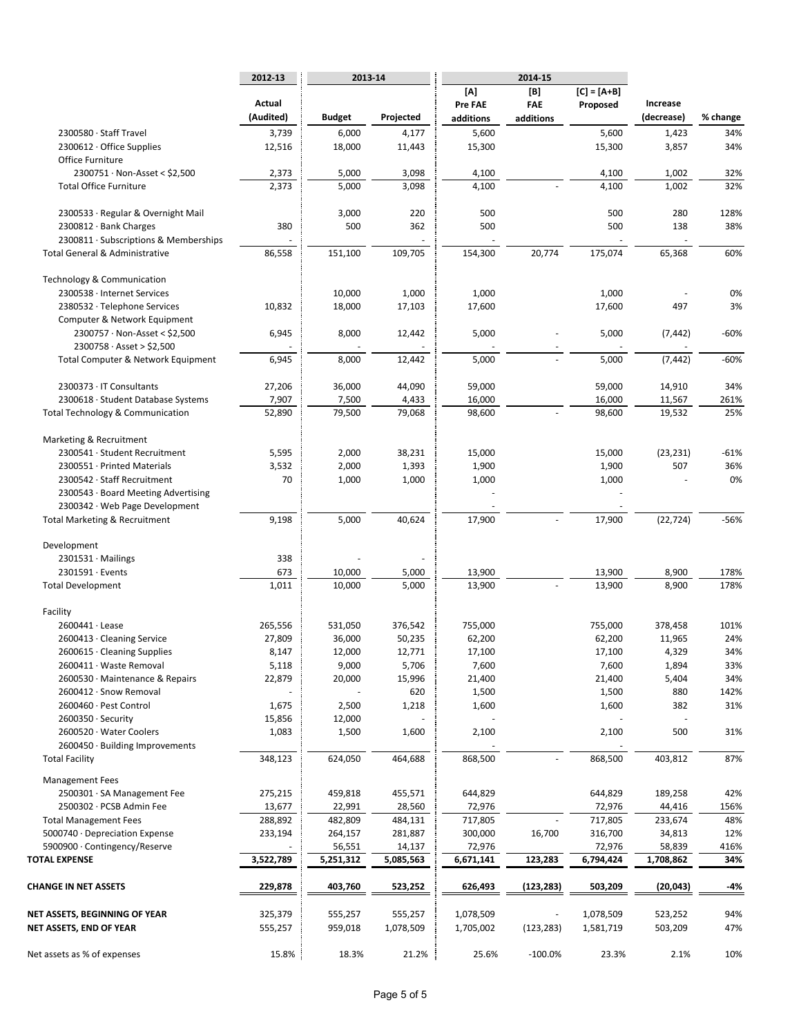| | 2012-13 | 2013-14 | | 2014-15 | | | | |
|---|---|---|---|---|---|---|---|---|
| | Actual (Audited) | Budget | Projected | [A] Pre FAE additions | [B] FAE additions | [C] = [A+B] Proposed | Increase (decrease) | % change |
| 2300580 · Staff Travel | 3,739 | 6,000 | 4,177 | 5,600 | | 5,600 | 1,423 | 34% |
| 2300612 · Office Supplies | 12,516 | 18,000 | 11,443 | 15,300 | | 15,300 | 3,857 | 34% |
| Office Furniture | | | | | | | | |
| 2300751 · Non-Asset < $2,500 | 2,373 | 5,000 | 3,098 | 4,100 | | 4,100 | 1,002 | 32% |
| Total Office Furniture | 2,373 | 5,000 | 3,098 | 4,100 | - | 4,100 | 1,002 | 32% |
| 2300533 · Regular & Overnight Mail | | 3,000 | 220 | 500 | | 500 | 280 | 128% |
| 2300812 · Bank Charges | 380 | 500 | 362 | 500 | | 500 | 138 | 38% |
| 2300811 · Subscriptions & Memberships | - | | - | - | | - | - | |
| Total General & Administrative | 86,558 | 151,100 | 109,705 | 154,300 | 20,774 | 175,074 | 65,368 | 60% |
| Technology & Communication | | | | | | | | |
| 2300538 · Internet Services | | 10,000 | 1,000 | 1,000 | | 1,000 | - | 0% |
| 2380532 · Telephone Services | 10,832 | 18,000 | 17,103 | 17,600 | | 17,600 | 497 | 3% |
| Computer & Network Equipment | | | | | | | | |
| 2300757 · Non-Asset < $2,500 | 6,945 | 8,000 | 12,442 | 5,000 | - | 5,000 | (7,442) | -60% |
| 2300758 · Asset > $2,500 | - | | - | - | - | - | - | |
| Total Computer & Network Equipment | 6,945 | 8,000 | 12,442 | 5,000 | - | 5,000 | (7,442) | -60% |
| 2300373 · IT Consultants | 27,206 | 36,000 | 44,090 | 59,000 | | 59,000 | 14,910 | 34% |
| 2300618 · Student Database Systems | 7,907 | 7,500 | 4,433 | 16,000 | | 16,000 | 11,567 | 261% |
| Total Technology & Communication | 52,890 | 79,500 | 79,068 | 98,600 | - | 98,600 | 19,532 | 25% |
| Marketing & Recruitment | | | | | | | | |
| 2300541 · Student Recruitment | 5,595 | 2,000 | 38,231 | 15,000 | | 15,000 | (23,231) | -61% |
| 2300551 · Printed Materials | 3,532 | 2,000 | 1,393 | 1,900 | | 1,900 | 507 | 36% |
| 2300542 · Staff Recruitment | 70 | 1,000 | 1,000 | 1,000 | | 1,000 | - | 0% |
| 2300543 · Board Meeting Advertising | | | | - | | - | | |
| 2300342 · Web Page Development | | | | - | | - | | |
| Total Marketing & Recruitment | 9,198 | 5,000 | 40,624 | 17,900 | - | 17,900 | (22,724) | -56% |
| Development | | | | | | | | |
| 2301531 · Mailings | 338 | - | - | | | | | |
| 2301591 · Events | 673 | 10,000 | 5,000 | 13,900 | | 13,900 | 8,900 | 178% |
| Total Development | 1,011 | 10,000 | 5,000 | 13,900 | - | 13,900 | 8,900 | 178% |
| Facility | | | | | | | | |
| 2600441 · Lease | 265,556 | 531,050 | 376,542 | 755,000 | | 755,000 | 378,458 | 101% |
| 2600413 · Cleaning Service | 27,809 | 36,000 | 50,235 | 62,200 | | 62,200 | 11,965 | 24% |
| 2600615 · Cleaning Supplies | 8,147 | 12,000 | 12,771 | 17,100 | | 17,100 | 4,329 | 34% |
| 2600411 · Waste Removal | 5,118 | 9,000 | 5,706 | 7,600 | | 7,600 | 1,894 | 33% |
| 2600530 · Maintenance & Repairs | 22,879 | 20,000 | 15,996 | 21,400 | | 21,400 | 5,404 | 34% |
| 2600412 · Snow Removal | - | - | 620 | 1,500 | | 1,500 | 880 | 142% |
| 2600460 · Pest Control | 1,675 | 2,500 | 1,218 | 1,600 | | 1,600 | 382 | 31% |
| 2600350 · Security | 15,856 | 12,000 | - | - | | - | - | |
| 2600520 · Water Coolers | 1,083 | 1,500 | 1,600 | 2,100 | | 2,100 | 500 | 31% |
| 2600450 · Building Improvements | | | | - | | - | | |
| Total Facility | 348,123 | 624,050 | 464,688 | 868,500 | - | 868,500 | 403,812 | 87% |
| Management Fees | | | | | | | | |
| 2500301 · SA Management Fee | 275,215 | 459,818 | 455,571 | 644,829 | | 644,829 | 189,258 | 42% |
| 2500302 · PCSB Admin Fee | 13,677 | 22,991 | 28,560 | 72,976 | | 72,976 | 44,416 | 156% |
| Total Management Fees | 288,892 | 482,809 | 484,131 | 717,805 | - | 717,805 | 233,674 | 48% |
| 5000740 · Depreciation Expense | 233,194 | 264,157 | 281,887 | 300,000 | 16,700 | 316,700 | 34,813 | 12% |
| 5900900 · Contingency/Reserve | - | 56,551 | 14,137 | 72,976 | | 72,976 | 58,839 | 416% |
| **TOTAL EXPENSE** | **3,522,789** | **5,251,312** | **5,085,563** | **6,671,141** | **123,283** | **6,794,424** | **1,708,862** | **34%** |
| **CHANGE IN NET ASSETS** | **229,878** | **403,760** | **523,252** | **626,493** | **(123,283)** | **503,209** | **(20,043)** | **-4%** |
| **NET ASSETS, BEGINNING OF YEAR** | 325,379 | 555,257 | 555,257 | 1,078,509 | - | 1,078,509 | 523,252 | 94% |
| **NET ASSETS, END OF YEAR** | 555,257 | 959,018 | 1,078,509 | 1,705,002 | (123,283) | 1,581,719 | 503,209 | 47% |
| Net assets as % of expenses | 15.8% | 18.3% | 21.2% | 25.6% | -100.0% | 23.3% | 2.1% | 10% |